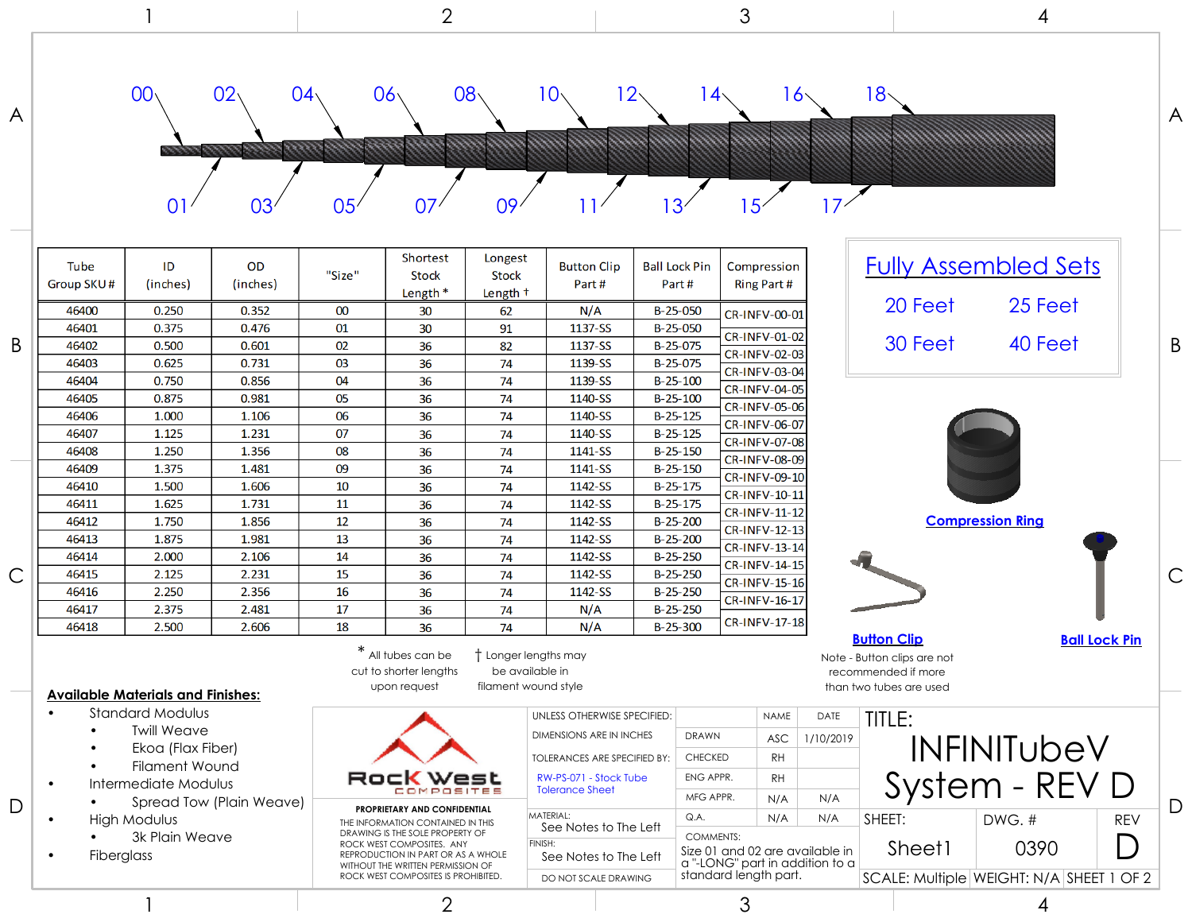00 02 04 06 08 10 12 14 16 18

01 03 05 07 09 11 13 15 17

| Tube Group SKU # | ID (inches) | OD (inches) | "Size" | Shortest Stock Length * | Longest Stock Length † | Button Clip Part # | Ball Lock Pin Part # | Compression Ring Part # |
|---|---|---|---|---|---|---|---|---|
| 46400 | 0.250 | 0.352 | 00 | 30 | 62 | N/A | B-25-050 | CR-INFV-00-01 |
| 46401 | 0.375 | 0.476 | 01 | 30 | 91 | 1137-SS | B-25-050 | CR-INFV-01-02 |
| 46402 | 0.500 | 0.601 | 02 | 36 | 82 | 1137-SS | B-25-075 | CR-INFV-02-03 |
| 46403 | 0.625 | 0.731 | 03 | 36 | 74 | 1139-SS | B-25-075 | CR-INFV-03-04 |
| 46404 | 0.750 | 0.856 | 04 | 36 | 74 | 1139-SS | B-25-100 | CR-INFV-04-05 |
| 46405 | 0.875 | 0.981 | 05 | 36 | 74 | 1140-SS | B-25-100 | CR-INFV-05-06 |
| 46406 | 1.000 | 1.106 | 06 | 36 | 74 | 1140-SS | B-25-125 | CR-INFV-06-07 |
| 46407 | 1.125 | 1.231 | 07 | 36 | 74 | 1140-SS | B-25-125 | CR-INFV-07-08 |
| 46408 | 1.250 | 1.356 | 08 | 36 | 74 | 1141-SS | B-25-150 | CR-INFV-08-09 |
| 46409 | 1.375 | 1.481 | 09 | 36 | 74 | 1141-SS | B-25-150 | CR-INFV-09-10 |
| 46410 | 1.500 | 1.606 | 10 | 36 | 74 | 1142-SS | B-25-175 | CR-INFV-10-11 |
| 46411 | 1.625 | 1.731 | 11 | 36 | 74 | 1142-SS | B-25-175 | CR-INFV-11-12 |
| 46412 | 1.750 | 1.856 | 12 | 36 | 74 | 1142-SS | B-25-200 | CR-INFV-12-13 |
| 46413 | 1.875 | 1.981 | 13 | 36 | 74 | 1142-SS | B-25-200 | CR-INFV-13-14 |
| 46414 | 2.000 | 2.106 | 14 | 36 | 74 | 1142-SS | B-25-250 | CR-INFV-14-15 |
| 46415 | 2.125 | 2.231 | 15 | 36 | 74 | 1142-SS | B-25-250 | CR-INFV-15-16 |
| 46416 | 2.250 | 2.356 | 16 | 36 | 74 | 1142-SS | B-25-250 | CR-INFV-16-17 |
| 46417 | 2.375 | 2.481 | 17 | 36 | 74 | N/A | B-25-250 | CR-INFV-17-18 |
| 46418 | 2.500 | 2.606 | 18 | 36 | 74 | N/A | B-25-300 | |

\* All tubes can be cut to shorter lengths upon request

† Longer lengths may be available in filament wound style

## Fully Assembled Sets

20 Feet &nbsp;&nbsp; 25 Feet

30 Feet &nbsp;&nbsp; 40 Feet

**Compression Ring**

**Button Clip**

Note - Button clips are not recommended if more than two tubes are used

**Ball Lock Pin**

**Available Materials and Finishes:**

- Standard Modulus
  - Twill Weave
  - Ekoa (Flax Fiber)
  - Filament Wound
- Intermediate Modulus
  - Spread Tow (Plain Weave)
- High Modulus
  - 3k Plain Weave
- Fiberglass

Rock West Composites

**PROPRIETARY AND CONFIDENTIAL**

THE INFORMATION CONTAINED IN THIS DRAWING IS THE SOLE PROPERTY OF ROCK WEST COMPOSITES. ANY REPRODUCTION IN PART OR AS A WHOLE WITHOUT THE WRITTEN PERMISSION OF ROCK WEST COMPOSITES IS PROHIBITED.

UNLESS OTHERWISE SPECIFIED:

DIMENSIONS ARE IN INCHES

TOLERANCES ARE SPECIFIED BY: RW-PS-071 - Stock Tube Tolerance Sheet

MATERIAL: See Notes to The Left

FINISH: See Notes to The Left

DO NOT SCALE DRAWING

| | NAME | DATE |
|---|---|---|
| DRAWN | ASC | 1/10/2019 |
| CHECKED | RH | |
| ENG APPR. | RH | |
| MFG APPR. | N/A | N/A |
| Q.A. | N/A | N/A |

COMMENTS: Size 01 and 02 are available in a "-LONG" part in addition to a standard length part.

TITLE: INFINITubeV System - REV D

SHEET: Sheet1 | DWG. #: 0390 | REV: D

SCALE: Multiple | WEIGHT: N/A | SHEET 1 OF 2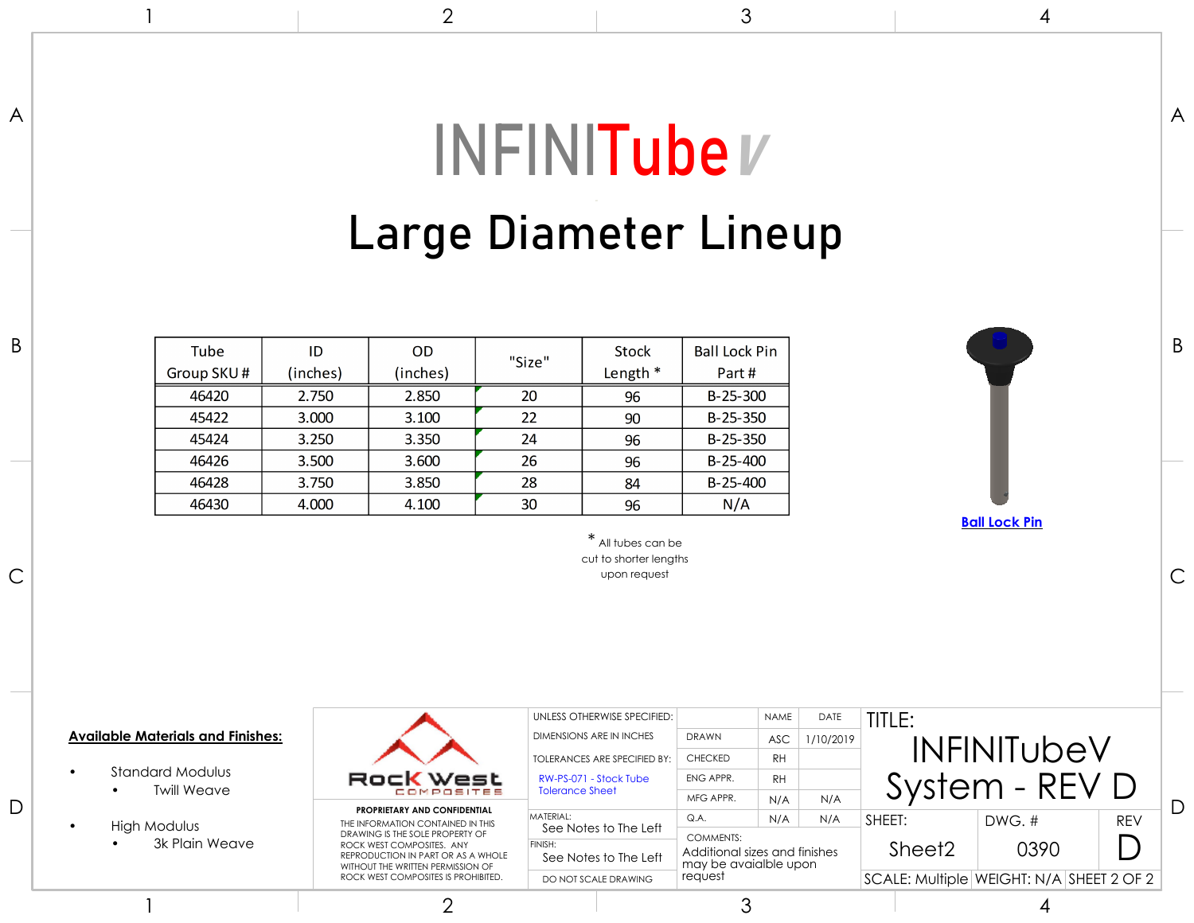# INFINITubeV

## Large Diameter Lineup

| Tube Group SKU # | ID (inches) | OD (inches) | "Size" | Stock Length * | Ball Lock Pin Part # |
|---|---|---|---|---|---|
| 46420 | 2.750 | 2.850 | 20 | 96 | B-25-300 |
| 45422 | 3.000 | 3.100 | 22 | 90 | B-25-350 |
| 45424 | 3.250 | 3.350 | 24 | 96 | B-25-350 |
| 46426 | 3.500 | 3.600 | 26 | 96 | B-25-400 |
| 46428 | 3.750 | 3.850 | 28 | 84 | B-25-400 |
| 46430 | 4.000 | 4.100 | 30 | 96 | N/A |

* All tubes can be cut to shorter lengths upon request

**Ball Lock Pin**

**Available Materials and Finishes:**

- Standard Modulus
  - Twill Weave
- High Modulus
  - 3k Plain Weave

Rock West Composites

**PROPRIETARY AND CONFIDENTIAL**

THE INFORMATION CONTAINED IN THIS DRAWING IS THE SOLE PROPERTY OF ROCK WEST COMPOSITES. ANY REPRODUCTION IN PART OR AS A WHOLE WITHOUT THE WRITTEN PERMISSION OF ROCK WEST COMPOSITES IS PROHIBITED.

UNLESS OTHERWISE SPECIFIED:

DIMENSIONS ARE IN INCHES

TOLERANCES ARE SPECIFIED BY: RW-PS-071 - Stock Tube Tolerance Sheet

MATERIAL: See Notes to The Left

FINISH: See Notes to The Left

DO NOT SCALE DRAWING

| | NAME | DATE |
|---|---|---|
| DRAWN | ASC | 1/10/2019 |
| CHECKED | RH | |
| ENG APPR. | RH | |
| MFG APPR. | N/A | N/A |
| Q.A. | N/A | N/A |

COMMENTS: Additional sizes and finishes may be avaialble upon request

TITLE: INFINITubeV System - REV D

SHEET: Sheet2 | DWG. #: 0390 | REV: D

SCALE: Multiple | WEIGHT: N/A | SHEET 2 OF 2